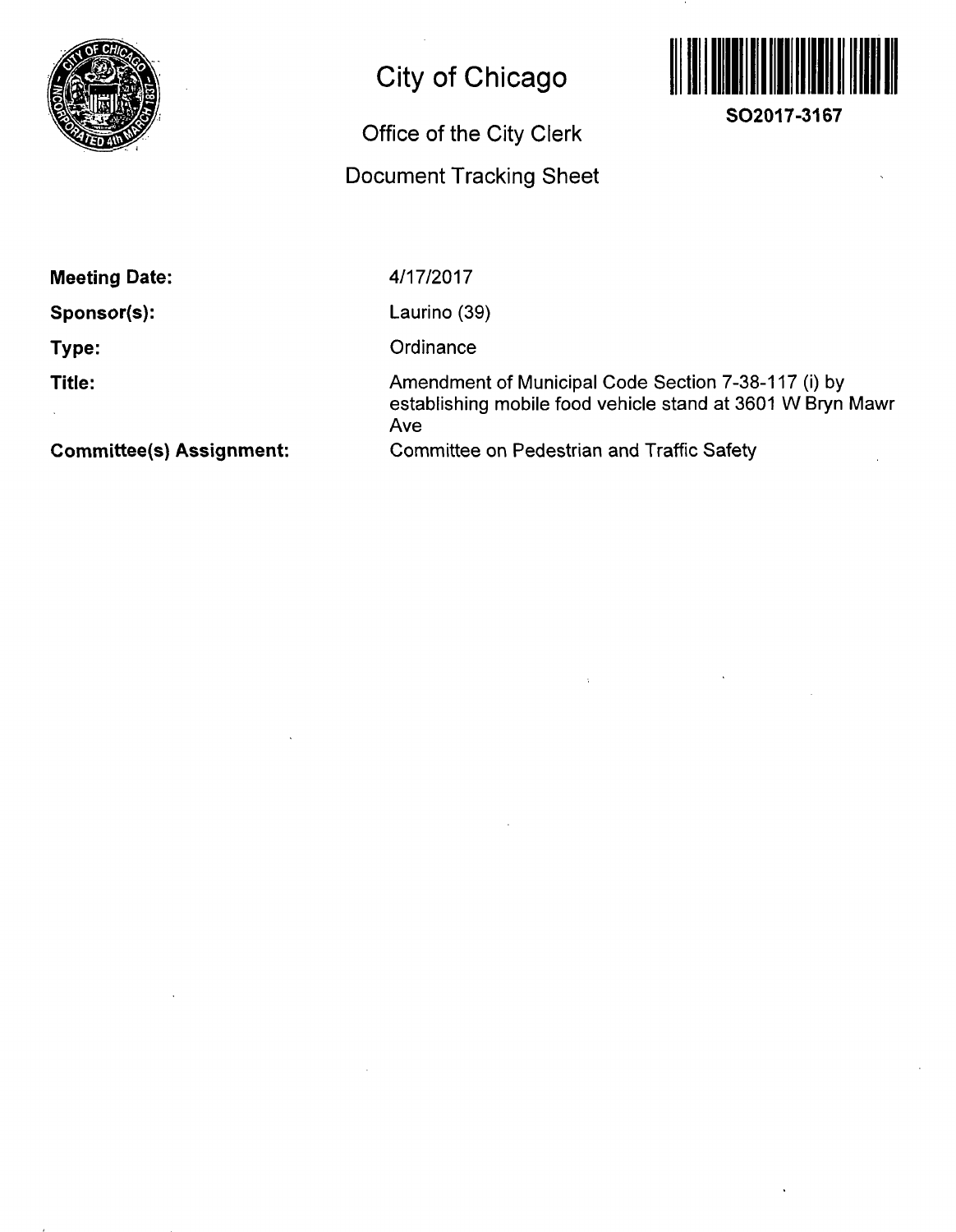# City of Chicago

## Office of the City Clerk

## Document Tracking Sheet

**SO2017-3167**

| | |
|---|---|
| **Meeting Date:** | 4/17/2017 |
| **Sponsor(s):** | Laurino (39) |
| **Type:** | Ordinance |
| **Title:** | Amendment of Municipal Code Section 7-38-117 (i) by establishing mobile food vehicle stand at 3601 W Bryn Mawr Ave |
| **Committee(s) Assignment:** | Committee on Pedestrian and Traffic Safety |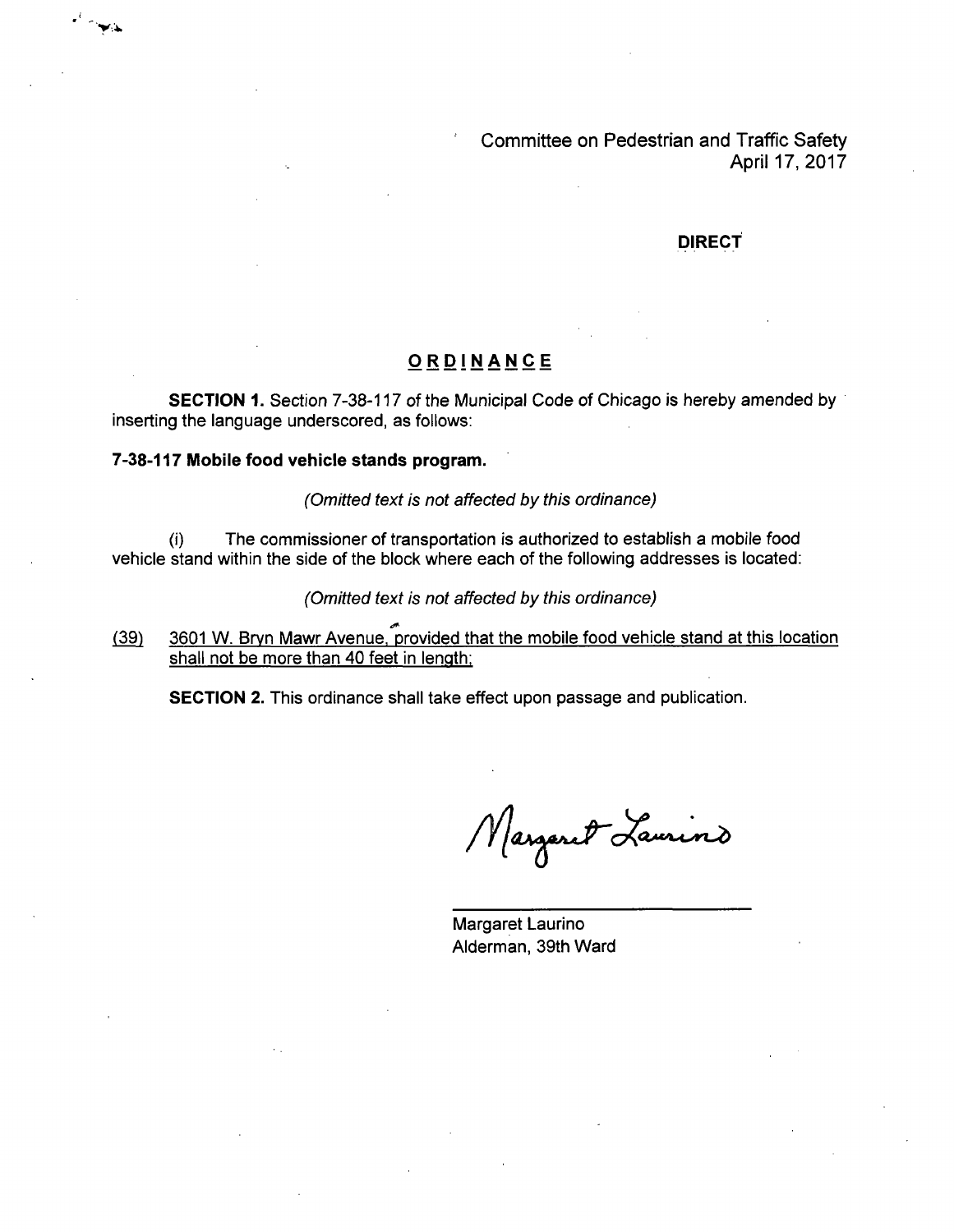Committee on Pedestrian and Traffic Safety
April 17, 2017

**DIRECT**

## ORDINANCE

**SECTION 1.** Section 7-38-117 of the Municipal Code of Chicago is hereby amended by inserting the language underscored, as follows:

**7-38-117 Mobile food vehicle stands program.**

*(Omitted text is not affected by this ordinance)*

(i) The commissioner of transportation is authorized to establish a mobile food vehicle stand within the side of the block where each of the following addresses is located:

*(Omitted text is not affected by this ordinance)*

(39) 3601 W. Bryn Mawr Avenue, provided that the mobile food vehicle stand at this location shall not be more than 40 feet in length;

**SECTION 2.** This ordinance shall take effect upon passage and publication.

Margaret Laurino

Margaret Laurino
Alderman, 39th Ward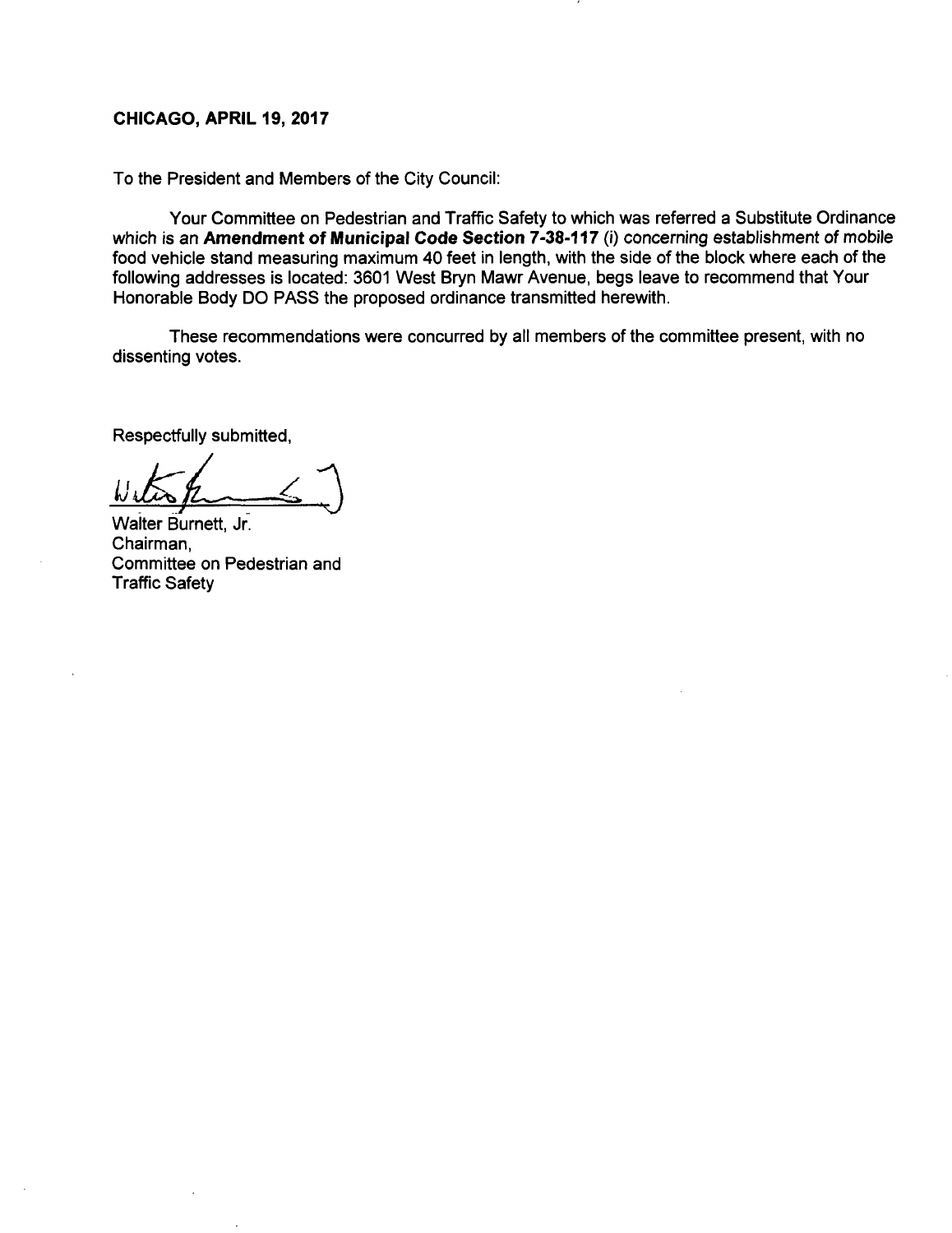**CHICAGO, APRIL 19, 2017**

To the President and Members of the City Council:

Your Committee on Pedestrian and Traffic Safety to which was referred a Substitute Ordinance which is an **Amendment of Municipal Code Section 7-38-117** (i) concerning establishment of mobile food vehicle stand measuring maximum 40 feet in length, with the side of the block where each of the following addresses is located: 3601 West Bryn Mawr Avenue, begs leave to recommend that Your Honorable Body DO PASS the proposed ordinance transmitted herewith.

These recommendations were concurred by all members of the committee present, with no dissenting votes.

Respectfully submitted,

Walter Burnett, Jr.
Chairman,
Committee on Pedestrian and
Traffic Safety